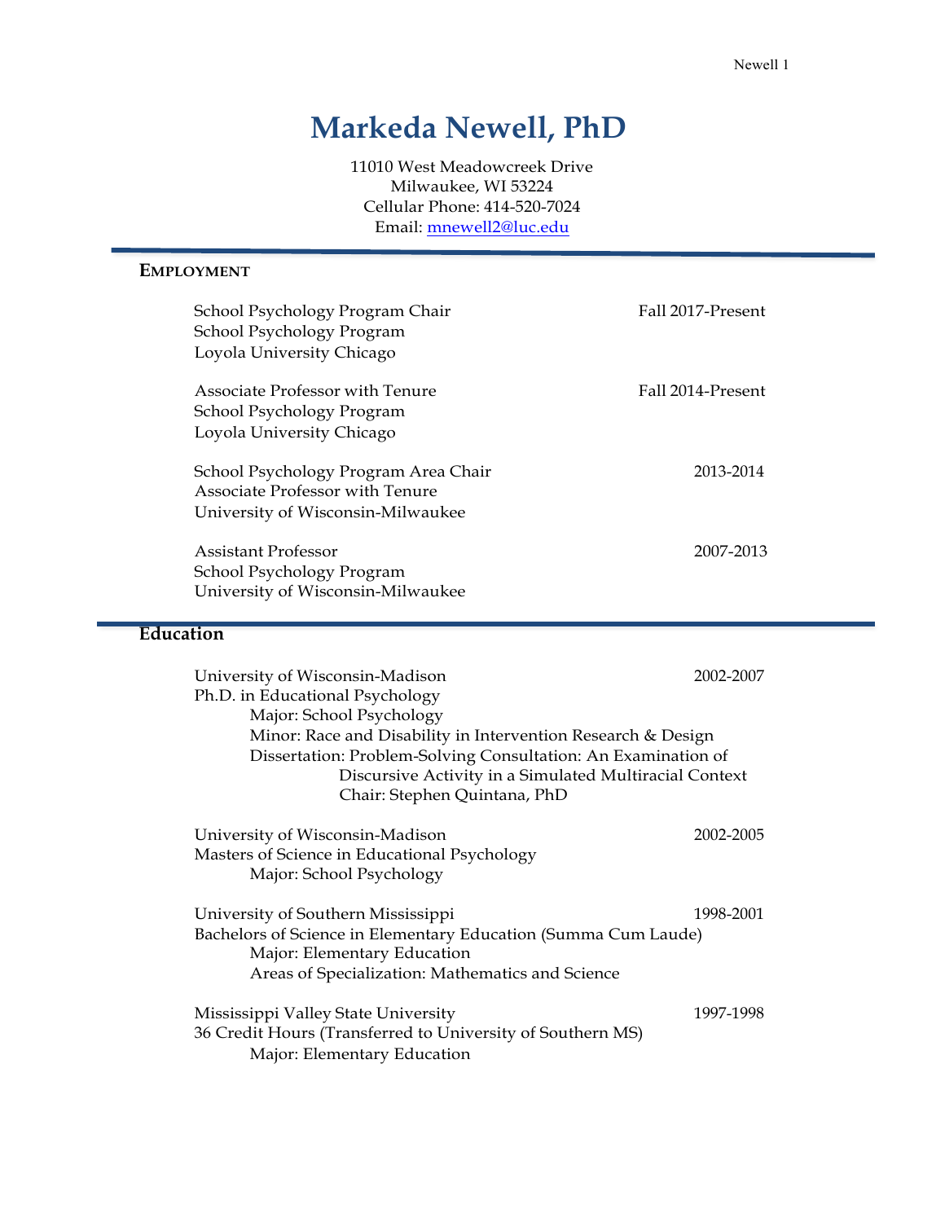# Markeda Newell, PhD

11010 West Meadowcreek Drive
Milwaukee, WI 53224
Cellular Phone: 414-520-7024
Email: mnewell2@luc.edu

## Employment

School Psychology Program Chair — Fall 2017-Present
School Psychology Program
Loyola University Chicago

Associate Professor with Tenure — Fall 2014-Present
School Psychology Program
Loyola University Chicago

School Psychology Program Area Chair — 2013-2014
Associate Professor with Tenure
University of Wisconsin-Milwaukee

Assistant Professor — 2007-2013
School Psychology Program
University of Wisconsin-Milwaukee

## Education

University of Wisconsin-Madison — 2002-2007
Ph.D. in Educational Psychology
- Major: School Psychology
- Minor: Race and Disability in Intervention Research & Design
- Dissertation: Problem-Solving Consultation: An Examination of Discursive Activity in a Simulated Multiracial Context
  - Chair: Stephen Quintana, PhD

University of Wisconsin-Madison — 2002-2005
Masters of Science in Educational Psychology
- Major: School Psychology

University of Southern Mississippi — 1998-2001
Bachelors of Science in Elementary Education (Summa Cum Laude)
- Major: Elementary Education
- Areas of Specialization: Mathematics and Science

Mississippi Valley State University — 1997-1998
36 Credit Hours (Transferred to University of Southern MS)
- Major: Elementary Education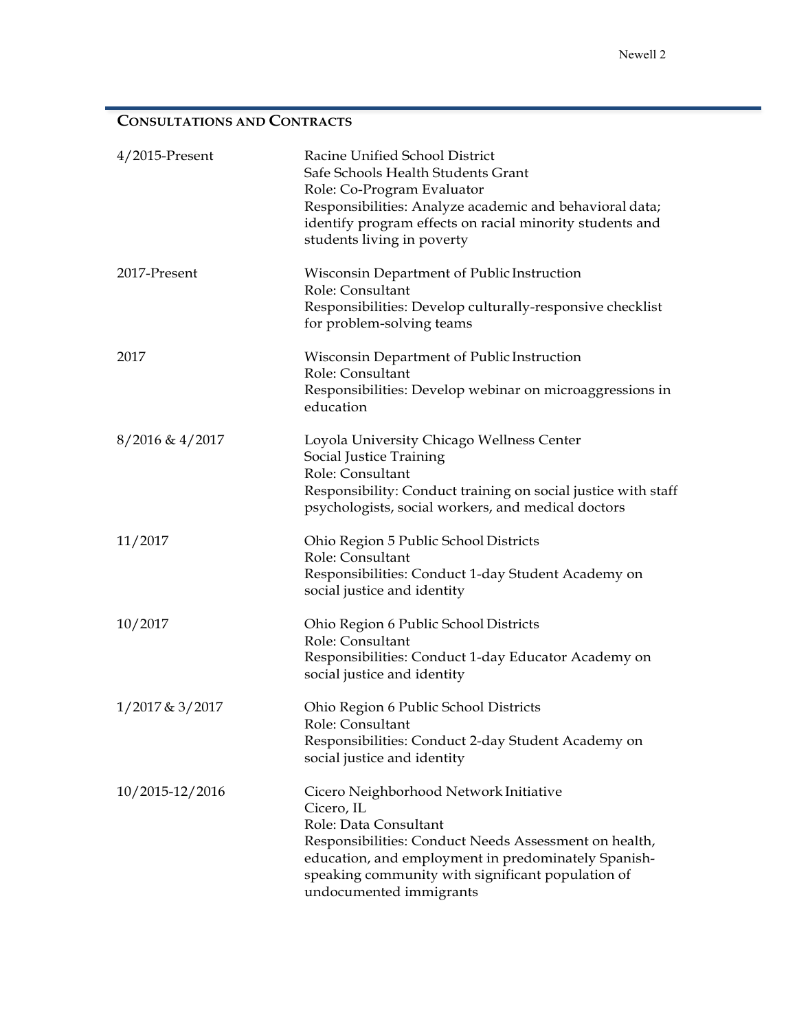## Consultations and Contracts

**4/2015-Present**
Racine Unified School District
Safe Schools Health Students Grant
Role: Co-Program Evaluator
Responsibilities: Analyze academic and behavioral data; identify program effects on racial minority students and students living in poverty

**2017-Present**
Wisconsin Department of Public Instruction
Role: Consultant
Responsibilities: Develop culturally-responsive checklist for problem-solving teams

**2017**
Wisconsin Department of Public Instruction
Role: Consultant
Responsibilities: Develop webinar on microaggressions in education

**8/2016 & 4/2017**
Loyola University Chicago Wellness Center
Social Justice Training
Role: Consultant
Responsibility: Conduct training on social justice with staff psychologists, social workers, and medical doctors

**11/2017**
Ohio Region 5 Public School Districts
Role: Consultant
Responsibilities: Conduct 1-day Student Academy on social justice and identity

**10/2017**
Ohio Region 6 Public School Districts
Role: Consultant
Responsibilities: Conduct 1-day Educator Academy on social justice and identity

**1/2017 & 3/2017**
Ohio Region 6 Public School Districts
Role: Consultant
Responsibilities: Conduct 2-day Student Academy on social justice and identity

**10/2015-12/2016**
Cicero Neighborhood Network Initiative
Cicero, IL
Role: Data Consultant
Responsibilities: Conduct Needs Assessment on health, education, and employment in predominately Spanish-speaking community with significant population of undocumented immigrants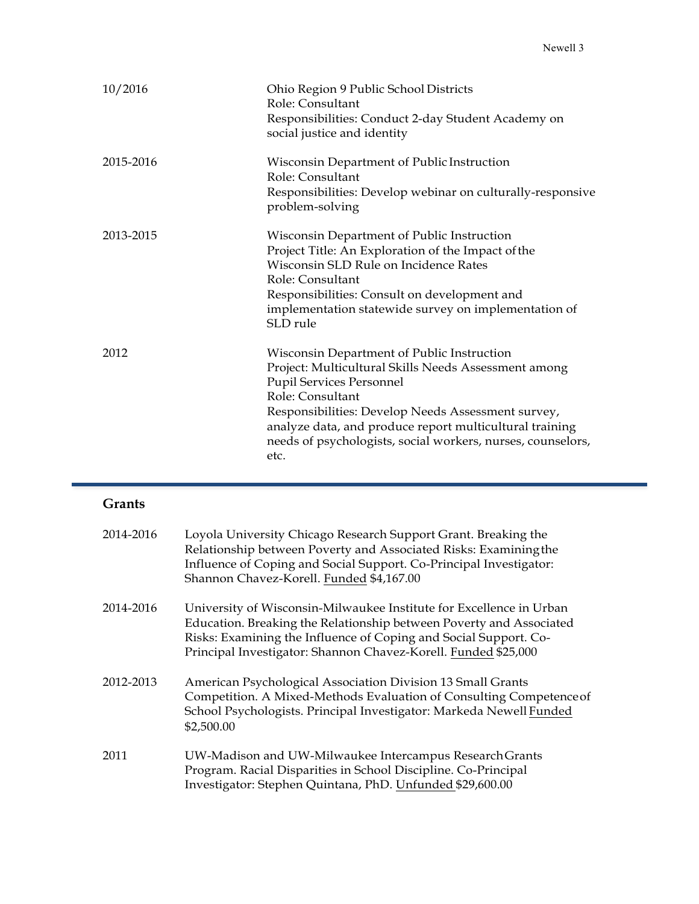| | |
|---|---|
| 10/2016 | Ohio Region 9 Public School Districts<br>Role: Consultant<br>Responsibilities: Conduct 2-day Student Academy on social justice and identity |
| 2015-2016 | Wisconsin Department of Public Instruction<br>Role: Consultant<br>Responsibilities: Develop webinar on culturally-responsive problem-solving |
| 2013-2015 | Wisconsin Department of Public Instruction<br>Project Title: An Exploration of the Impact of the Wisconsin SLD Rule on Incidence Rates<br>Role: Consultant<br>Responsibilities: Consult on development and implementation statewide survey on implementation of SLD rule |
| 2012 | Wisconsin Department of Public Instruction<br>Project: Multicultural Skills Needs Assessment among Pupil Services Personnel<br>Role: Consultant<br>Responsibilities: Develop Needs Assessment survey, analyze data, and produce report multicultural training needs of psychologists, social workers, nurses, counselors, etc. |

## Grants

| | |
|---|---|
| 2014-2016 | Loyola University Chicago Research Support Grant. Breaking the Relationship between Poverty and Associated Risks: Examining the Influence of Coping and Social Support. Co-Principal Investigator: Shannon Chavez-Korell. Funded $4,167.00 |
| 2014-2016 | University of Wisconsin-Milwaukee Institute for Excellence in Urban Education. Breaking the Relationship between Poverty and Associated Risks: Examining the Influence of Coping and Social Support. Co-Principal Investigator: Shannon Chavez-Korell. Funded $25,000 |
| 2012-2013 | American Psychological Association Division 13 Small Grants Competition. A Mixed-Methods Evaluation of Consulting Competence of School Psychologists. Principal Investigator: Markeda Newell Funded $2,500.00 |
| 2011 | UW-Madison and UW-Milwaukee Intercampus Research Grants Program. Racial Disparities in School Discipline. Co-Principal Investigator: Stephen Quintana, PhD. Unfunded $29,600.00 |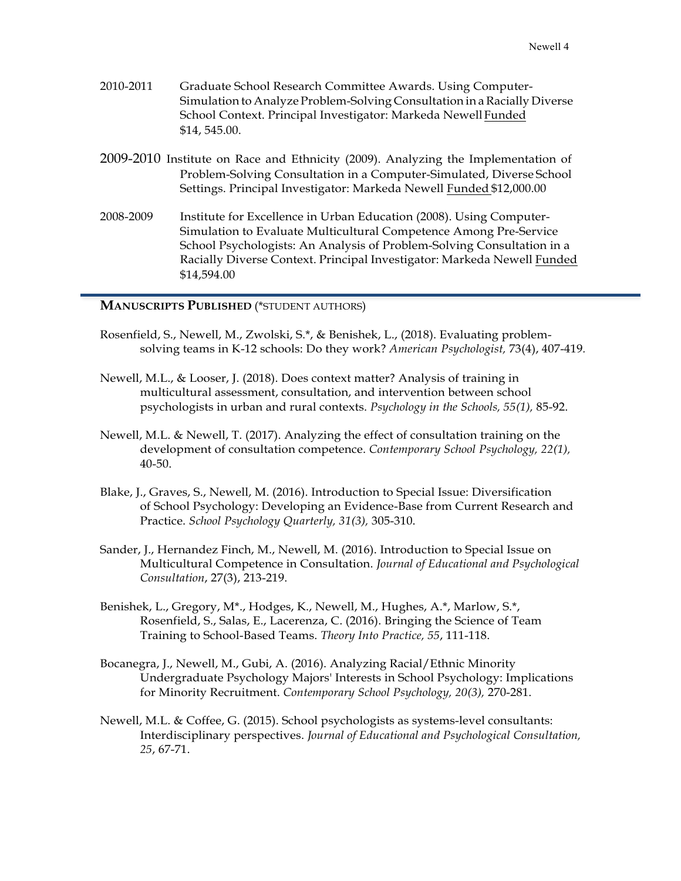2010-2011 Graduate School Research Committee Awards. Using Computer-Simulation to Analyze Problem-Solving Consultation in a Racially Diverse School Context. Principal Investigator: Markeda Newell Funded $14, 545.00.

2009-2010 Institute on Race and Ethnicity (2009). Analyzing the Implementation of Problem-Solving Consultation in a Computer-Simulated, Diverse School Settings. Principal Investigator: Markeda Newell Funded $12,000.00

2008-2009 Institute for Excellence in Urban Education (2008). Using Computer-Simulation to Evaluate Multicultural Competence Among Pre-Service School Psychologists: An Analysis of Problem-Solving Consultation in a Racially Diverse Context. Principal Investigator: Markeda Newell Funded $14,594.00

## **MANUSCRIPTS PUBLISHED** (*STUDENT AUTHORS)

Rosenfield, S., Newell, M., Zwolski, S.*, & Benishek, L., (2018). Evaluating problem-solving teams in K-12 schools: Do they work? *American Psychologist*, 73(4), 407-419.

Newell, M.L., & Looser, J. (2018). Does context matter? Analysis of training in multicultural assessment, consultation, and intervention between school psychologists in urban and rural contexts. *Psychology in the Schools, 55(1),* 85-92.

Newell, M.L. & Newell, T. (2017). Analyzing the effect of consultation training on the development of consultation competence. *Contemporary School Psychology, 22(1),* 40-50.

Blake, J., Graves, S., Newell, M. (2016). Introduction to Special Issue: Diversification of School Psychology: Developing an Evidence-Base from Current Research and Practice. *School Psychology Quarterly, 31(3),* 305-310.

Sander, J., Hernandez Finch, M., Newell, M. (2016). Introduction to Special Issue on Multicultural Competence in Consultation. *Journal of Educational and Psychological Consultation*, 27(3), 213-219.

Benishek, L., Gregory, M*., Hodges, K., Newell, M., Hughes, A.*, Marlow, S.*, Rosenfield, S., Salas, E., Lacerenza, C. (2016). Bringing the Science of Team Training to School-Based Teams. *Theory Into Practice, 55*, 111-118.

Bocanegra, J., Newell, M., Gubi, A. (2016). Analyzing Racial/Ethnic Minority Undergraduate Psychology Majors' Interests in School Psychology: Implications for Minority Recruitment. *Contemporary School Psychology, 20(3),* 270-281.

Newell, M.L. & Coffee, G. (2015). School psychologists as systems-level consultants: Interdisciplinary perspectives. *Journal of Educational and Psychological Consultation, 25*, 67-71.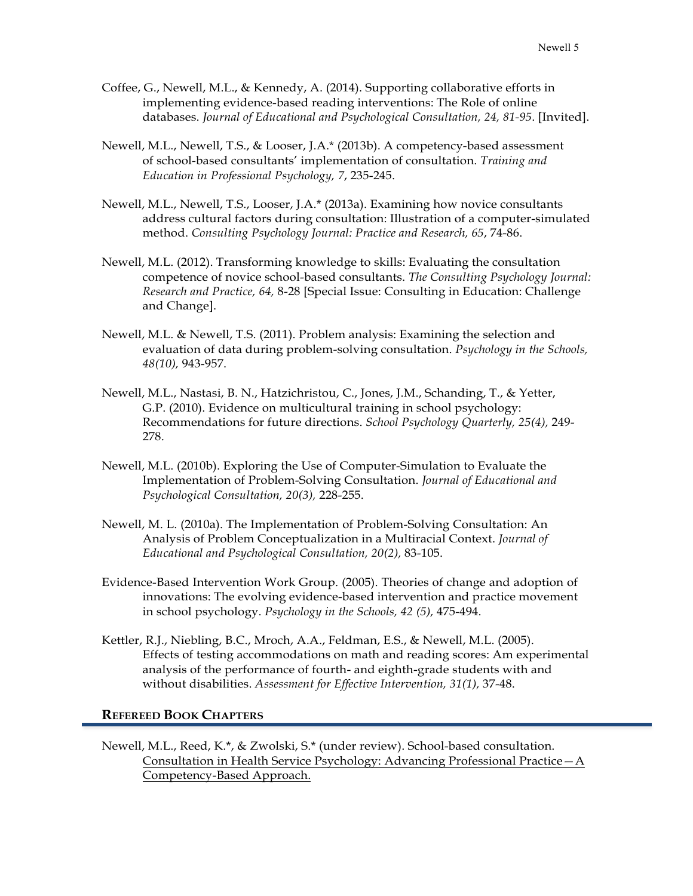Coffee, G., Newell, M.L., & Kennedy, A. (2014). Supporting collaborative efforts in implementing evidence-based reading interventions: The Role of online databases. *Journal of Educational and Psychological Consultation, 24, 81-95*. [Invited].

Newell, M.L., Newell, T.S., & Looser, J.A.* (2013b). A competency-based assessment of school-based consultants' implementation of consultation. *Training and Education in Professional Psychology, 7*, 235-245.

Newell, M.L., Newell, T.S., Looser, J.A.* (2013a). Examining how novice consultants address cultural factors during consultation: Illustration of a computer-simulated method. *Consulting Psychology Journal: Practice and Research, 65*, 74-86.

Newell, M.L. (2012). Transforming knowledge to skills: Evaluating the consultation competence of novice school-based consultants. *The Consulting Psychology Journal: Research and Practice, 64,* 8-28 [Special Issue: Consulting in Education: Challenge and Change].

Newell, M.L. & Newell, T.S. (2011). Problem analysis: Examining the selection and evaluation of data during problem-solving consultation. *Psychology in the Schools, 48(10),* 943-957.

Newell, M.L., Nastasi, B. N., Hatzichristou, C., Jones, J.M., Schanding, T., & Yetter, G.P. (2010). Evidence on multicultural training in school psychology: Recommendations for future directions. *School Psychology Quarterly, 25(4),* 249-278.

Newell, M.L. (2010b). Exploring the Use of Computer-Simulation to Evaluate the Implementation of Problem-Solving Consultation. *Journal of Educational and Psychological Consultation, 20(3),* 228-255.

Newell, M. L. (2010a). The Implementation of Problem-Solving Consultation: An Analysis of Problem Conceptualization in a Multiracial Context. *Journal of Educational and Psychological Consultation, 20(2),* 83-105.

Evidence-Based Intervention Work Group. (2005). Theories of change and adoption of innovations: The evolving evidence-based intervention and practice movement in school psychology. *Psychology in the Schools, 42 (5),* 475-494.

Kettler, R.J., Niebling, B.C., Mroch, A.A., Feldman, E.S., & Newell, M.L. (2005). Effects of testing accommodations on math and reading scores: Am experimental analysis of the performance of fourth- and eighth-grade students with and without disabilities. *Assessment for Effective Intervention, 31(1),* 37-48.

## Refereed Book Chapters

Newell, M.L., Reed, K.*, & Zwolski, S.* (under review). School-based consultation. <u>Consultation in Health Service Psychology: Advancing Professional Practice—A Competency-Based Approach.</u>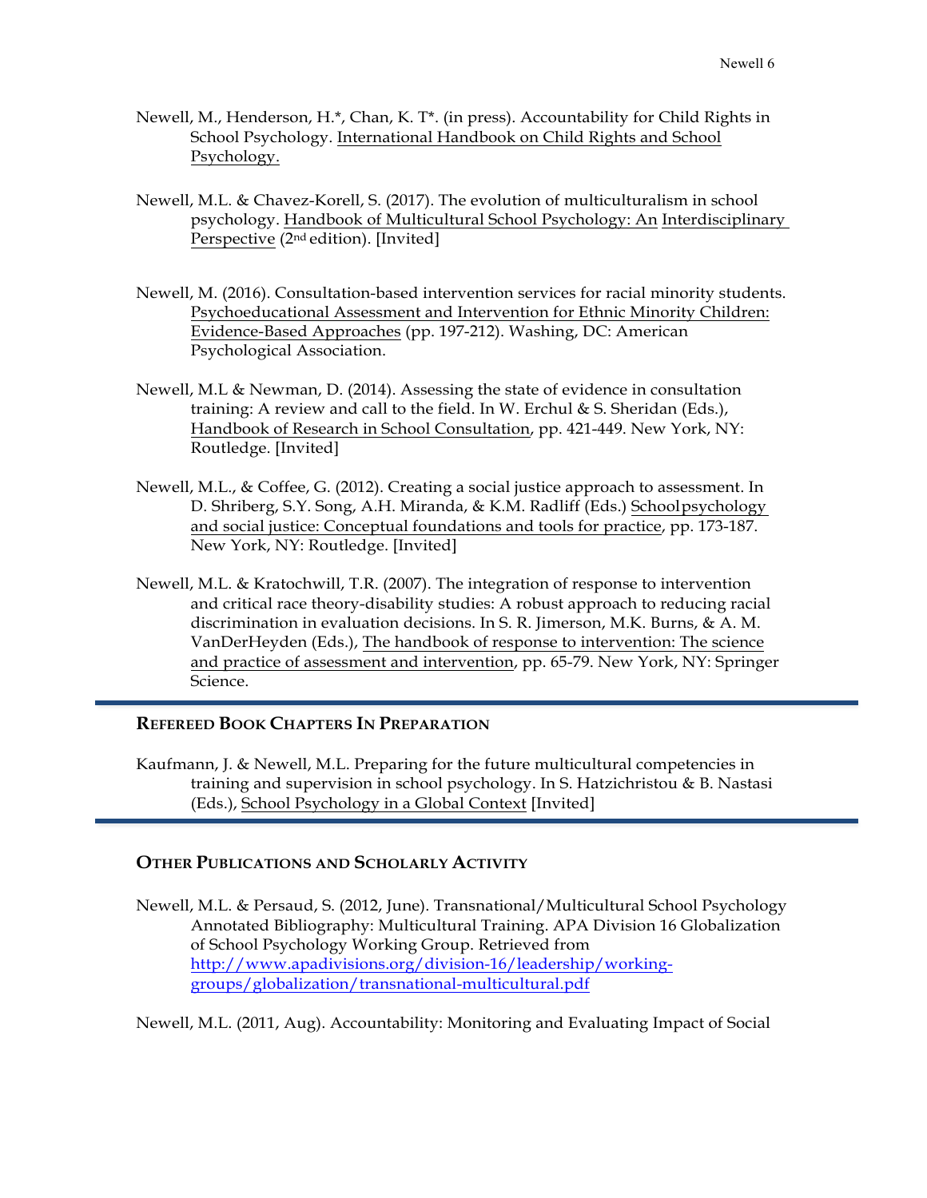Newell, M., Henderson, H.*, Chan, K. T*. (in press). Accountability for Child Rights in School Psychology. International Handbook on Child Rights and School Psychology.

Newell, M.L. & Chavez-Korell, S. (2017). The evolution of multiculturalism in school psychology. Handbook of Multicultural School Psychology: An Interdisciplinary Perspective (2nd edition). [Invited]

Newell, M. (2016). Consultation-based intervention services for racial minority students. Psychoeducational Assessment and Intervention for Ethnic Minority Children: Evidence-Based Approaches (pp. 197-212). Washing, DC: American Psychological Association.

Newell, M.L & Newman, D. (2014). Assessing the state of evidence in consultation training: A review and call to the field. In W. Erchul & S. Sheridan (Eds.), Handbook of Research in School Consultation, pp. 421-449. New York, NY: Routledge. [Invited]

Newell, M.L., & Coffee, G. (2012). Creating a social justice approach to assessment. In D. Shriberg, S.Y. Song, A.H. Miranda, & K.M. Radliff (Eds.) School psychology and social justice: Conceptual foundations and tools for practice, pp. 173-187. New York, NY: Routledge. [Invited]

Newell, M.L. & Kratochwill, T.R. (2007). The integration of response to intervention and critical race theory-disability studies: A robust approach to reducing racial discrimination in evaluation decisions. In S. R. Jimerson, M.K. Burns, & A. M. VanDerHeyden (Eds.), The handbook of response to intervention: The science and practice of assessment and intervention, pp. 65-79. New York, NY: Springer Science.

## Refereed Book Chapters In Preparation

Kaufmann, J. & Newell, M.L. Preparing for the future multicultural competencies in training and supervision in school psychology. In S. Hatzichristou & B. Nastasi (Eds.), School Psychology in a Global Context [Invited]

## Other Publications and Scholarly Activity

Newell, M.L. & Persaud, S. (2012, June). Transnational/Multicultural School Psychology Annotated Bibliography: Multicultural Training. APA Division 16 Globalization of School Psychology Working Group. Retrieved from http://www.apadivisions.org/division-16/leadership/working-groups/globalization/transnational-multicultural.pdf

Newell, M.L. (2011, Aug). Accountability: Monitoring and Evaluating Impact of Social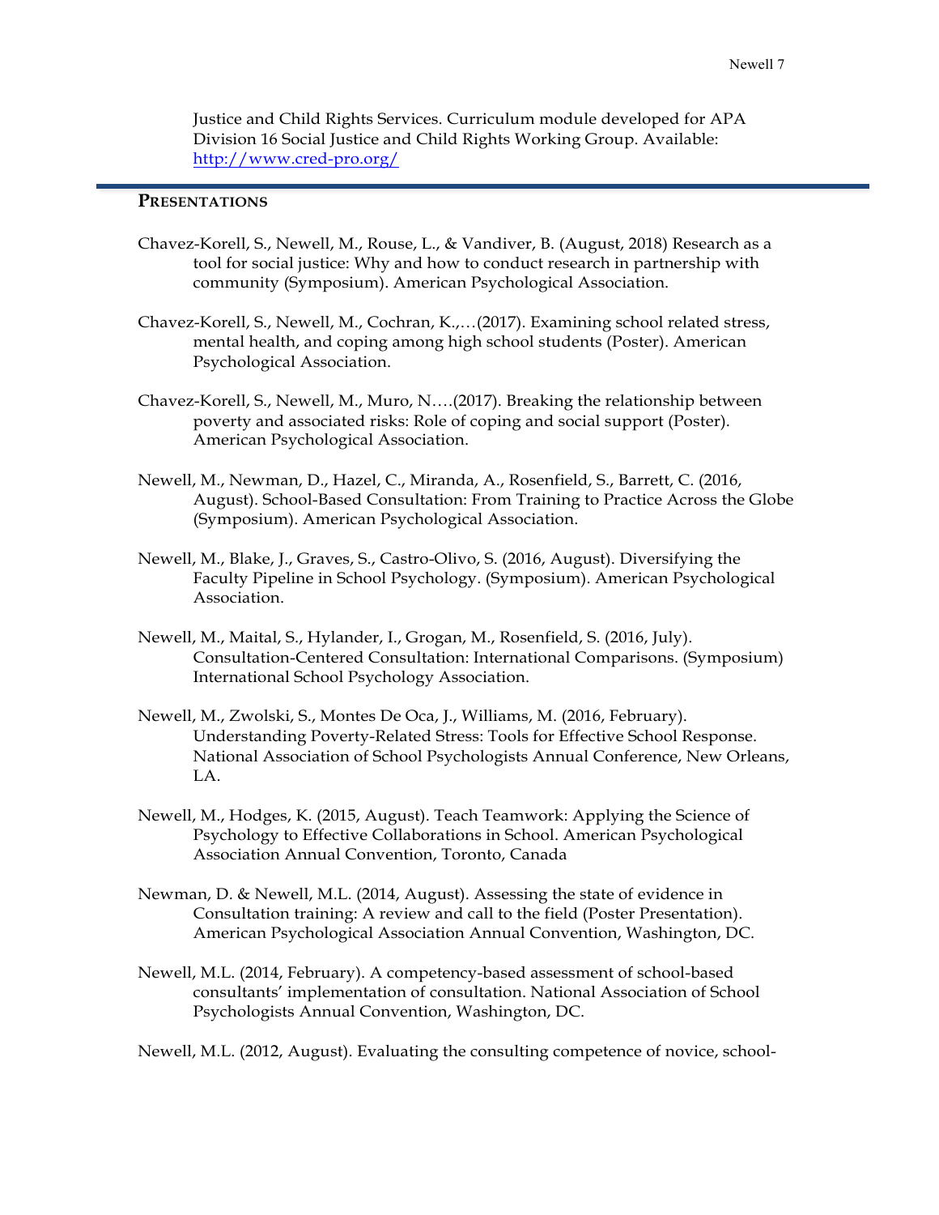Justice and Child Rights Services. Curriculum module developed for APA Division 16 Social Justice and Child Rights Working Group. Available: http://www.cred-pro.org/

## PRESENTATIONS

Chavez-Korell, S., Newell, M., Rouse, L., & Vandiver, B. (August, 2018) Research as a tool for social justice: Why and how to conduct research in partnership with community (Symposium). American Psychological Association.

Chavez-Korell, S., Newell, M., Cochran, K.,…(2017). Examining school related stress, mental health, and coping among high school students (Poster). American Psychological Association.

Chavez-Korell, S., Newell, M., Muro, N….(2017). Breaking the relationship between poverty and associated risks: Role of coping and social support (Poster). American Psychological Association.

Newell, M., Newman, D., Hazel, C., Miranda, A., Rosenfield, S., Barrett, C. (2016, August). School-Based Consultation: From Training to Practice Across the Globe (Symposium). American Psychological Association.

Newell, M., Blake, J., Graves, S., Castro-Olivo, S. (2016, August). Diversifying the Faculty Pipeline in School Psychology. (Symposium). American Psychological Association.

Newell, M., Maital, S., Hylander, I., Grogan, M., Rosenfield, S. (2016, July). Consultation-Centered Consultation: International Comparisons. (Symposium) International School Psychology Association.

Newell, M., Zwolski, S., Montes De Oca, J., Williams, M. (2016, February). Understanding Poverty-Related Stress: Tools for Effective School Response. National Association of School Psychologists Annual Conference, New Orleans, LA.

Newell, M., Hodges, K. (2015, August). Teach Teamwork: Applying the Science of Psychology to Effective Collaborations in School. American Psychological Association Annual Convention, Toronto, Canada

Newman, D. & Newell, M.L. (2014, August). Assessing the state of evidence in Consultation training: A review and call to the field (Poster Presentation). American Psychological Association Annual Convention, Washington, DC.

Newell, M.L. (2014, February). A competency-based assessment of school-based consultants' implementation of consultation. National Association of School Psychologists Annual Convention, Washington, DC.

Newell, M.L. (2012, August). Evaluating the consulting competence of novice, school-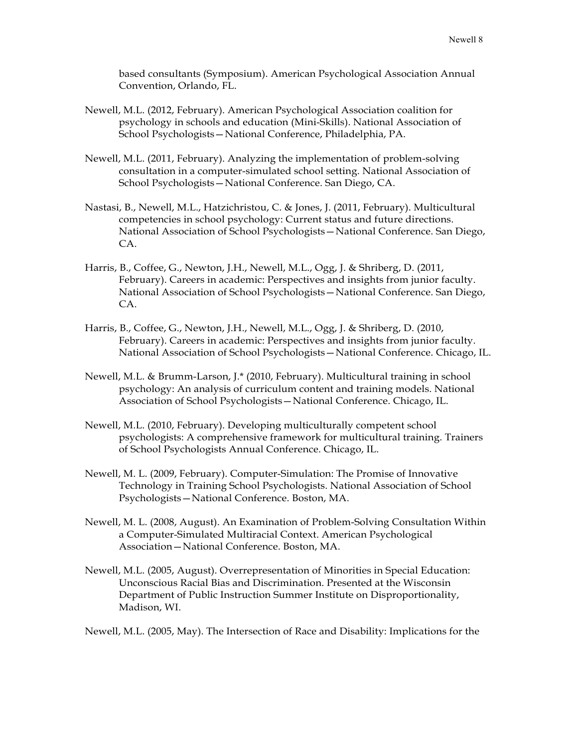based consultants (Symposium). American Psychological Association Annual Convention, Orlando, FL.

Newell, M.L. (2012, February). American Psychological Association coalition for psychology in schools and education (Mini-Skills). National Association of School Psychologists—National Conference, Philadelphia, PA.

Newell, M.L. (2011, February). Analyzing the implementation of problem-solving consultation in a computer-simulated school setting. National Association of School Psychologists—National Conference. San Diego, CA.

Nastasi, B., Newell, M.L., Hatzichristou, C. & Jones, J. (2011, February). Multicultural competencies in school psychology: Current status and future directions. National Association of School Psychologists—National Conference. San Diego, CA.

Harris, B., Coffee, G., Newton, J.H., Newell, M.L., Ogg, J. & Shriberg, D. (2011, February). Careers in academic: Perspectives and insights from junior faculty. National Association of School Psychologists—National Conference. San Diego, CA.

Harris, B., Coffee, G., Newton, J.H., Newell, M.L., Ogg, J. & Shriberg, D. (2010, February). Careers in academic: Perspectives and insights from junior faculty. National Association of School Psychologists—National Conference. Chicago, IL.

Newell, M.L. & Brumm-Larson, J.* (2010, February). Multicultural training in school psychology: An analysis of curriculum content and training models. National Association of School Psychologists—National Conference. Chicago, IL.

Newell, M.L. (2010, February). Developing multiculturally competent school psychologists: A comprehensive framework for multicultural training. Trainers of School Psychologists Annual Conference. Chicago, IL.

Newell, M. L. (2009, February). Computer-Simulation: The Promise of Innovative Technology in Training School Psychologists. National Association of School Psychologists—National Conference. Boston, MA.

Newell, M. L. (2008, August). An Examination of Problem-Solving Consultation Within a Computer-Simulated Multiracial Context. American Psychological Association—National Conference. Boston, MA.

Newell, M.L. (2005, August). Overrepresentation of Minorities in Special Education: Unconscious Racial Bias and Discrimination. Presented at the Wisconsin Department of Public Instruction Summer Institute on Disproportionality, Madison, WI.

Newell, M.L. (2005, May). The Intersection of Race and Disability: Implications for the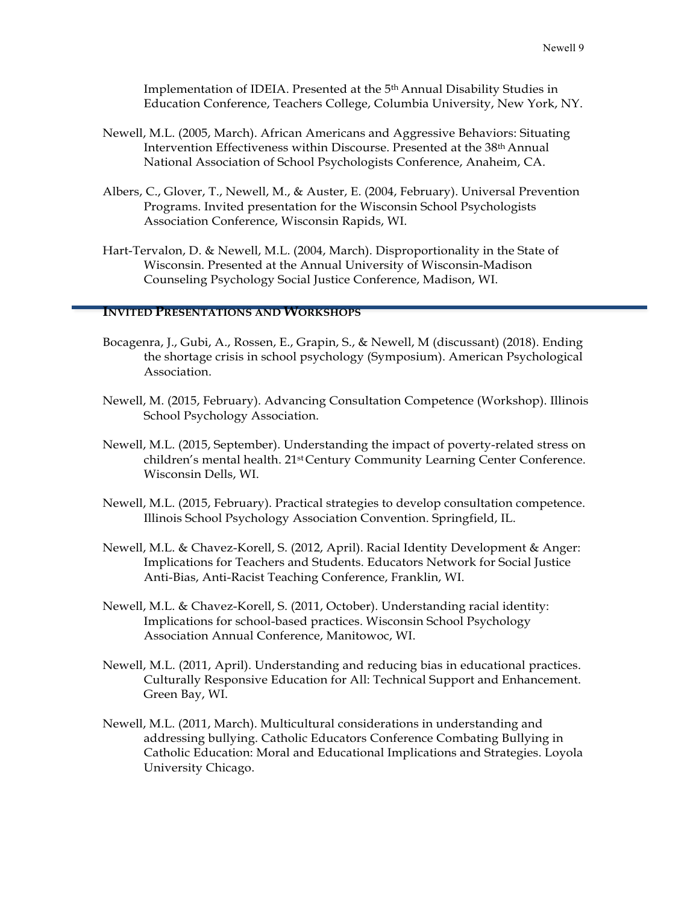Implementation of IDEIA. Presented at the 5th Annual Disability Studies in Education Conference, Teachers College, Columbia University, New York, NY.

Newell, M.L. (2005, March). African Americans and Aggressive Behaviors: Situating Intervention Effectiveness within Discourse. Presented at the 38th Annual National Association of School Psychologists Conference, Anaheim, CA.

Albers, C., Glover, T., Newell, M., & Auster, E. (2004, February). Universal Prevention Programs. Invited presentation for the Wisconsin School Psychologists Association Conference, Wisconsin Rapids, WI.

Hart-Tervalon, D. & Newell, M.L. (2004, March). Disproportionality in the State of Wisconsin. Presented at the Annual University of Wisconsin-Madison Counseling Psychology Social Justice Conference, Madison, WI.

## INVITED PRESENTATIONS AND WORKSHOPS

Bocagenra, J., Gubi, A., Rossen, E., Grapin, S., & Newell, M (discussant) (2018). Ending the shortage crisis in school psychology (Symposium). American Psychological Association.

Newell, M. (2015, February). Advancing Consultation Competence (Workshop). Illinois School Psychology Association.

Newell, M.L. (2015, September). Understanding the impact of poverty-related stress on children's mental health. 21st Century Community Learning Center Conference. Wisconsin Dells, WI.

Newell, M.L. (2015, February). Practical strategies to develop consultation competence. Illinois School Psychology Association Convention. Springfield, IL.

Newell, M.L. & Chavez-Korell, S. (2012, April). Racial Identity Development & Anger: Implications for Teachers and Students. Educators Network for Social Justice Anti-Bias, Anti-Racist Teaching Conference, Franklin, WI.

Newell, M.L. & Chavez-Korell, S. (2011, October). Understanding racial identity: Implications for school-based practices. Wisconsin School Psychology Association Annual Conference, Manitowoc, WI.

Newell, M.L. (2011, April). Understanding and reducing bias in educational practices. Culturally Responsive Education for All: Technical Support and Enhancement. Green Bay, WI.

Newell, M.L. (2011, March). Multicultural considerations in understanding and addressing bullying. Catholic Educators Conference Combating Bullying in Catholic Education: Moral and Educational Implications and Strategies. Loyola University Chicago.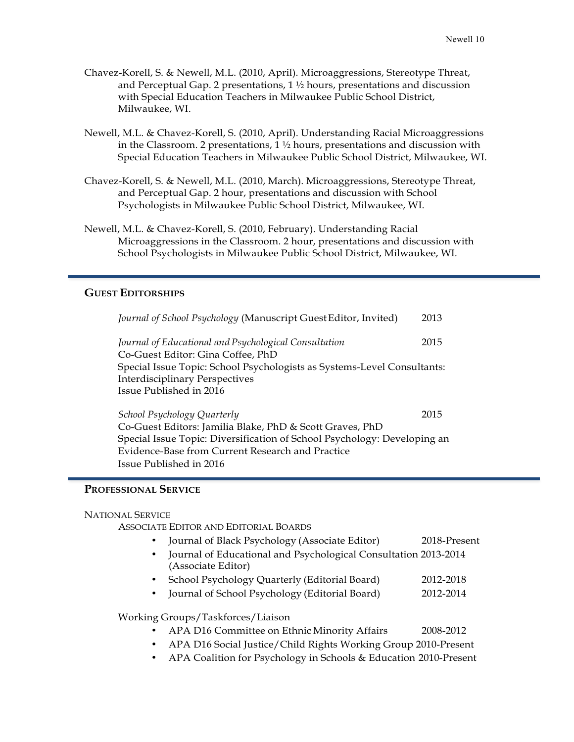Chavez-Korell, S. & Newell, M.L. (2010, April). Microaggressions, Stereotype Threat, and Perceptual Gap. 2 presentations, 1 ½ hours, presentations and discussion with Special Education Teachers in Milwaukee Public School District, Milwaukee, WI.

Newell, M.L. & Chavez-Korell, S. (2010, April). Understanding Racial Microaggressions in the Classroom. 2 presentations, 1 ½ hours, presentations and discussion with Special Education Teachers in Milwaukee Public School District, Milwaukee, WI.

Chavez-Korell, S. & Newell, M.L. (2010, March). Microaggressions, Stereotype Threat, and Perceptual Gap. 2 hour, presentations and discussion with School Psychologists in Milwaukee Public School District, Milwaukee, WI.

Newell, M.L. & Chavez-Korell, S. (2010, February). Understanding Racial Microaggressions in the Classroom. 2 hour, presentations and discussion with School Psychologists in Milwaukee Public School District, Milwaukee, WI.

## Guest Editorships

*Journal of School Psychology* (Manuscript Guest Editor, Invited) 2013

*Journal of Educational and Psychological Consultation* 2015
Co-Guest Editor: Gina Coffee, PhD
Special Issue Topic: School Psychologists as Systems-Level Consultants: Interdisciplinary Perspectives
Issue Published in 2016

*School Psychology Quarterly* 2015
Co-Guest Editors: Jamilia Blake, PhD & Scott Graves, PhD
Special Issue Topic: Diversification of School Psychology: Developing an Evidence-Base from Current Research and Practice
Issue Published in 2016

## Professional Service

### National Service

#### Associate Editor and Editorial Boards

- Journal of Black Psychology (Associate Editor) 2018-Present
- Journal of Educational and Psychological Consultation (Associate Editor) 2013-2014
- School Psychology Quarterly (Editorial Board) 2012-2018
- Journal of School Psychology (Editorial Board) 2012-2014

#### Working Groups/Taskforces/Liaison

- APA D16 Committee on Ethnic Minority Affairs 2008-2012
- APA D16 Social Justice/Child Rights Working Group 2010-Present
- APA Coalition for Psychology in Schools & Education 2010-Present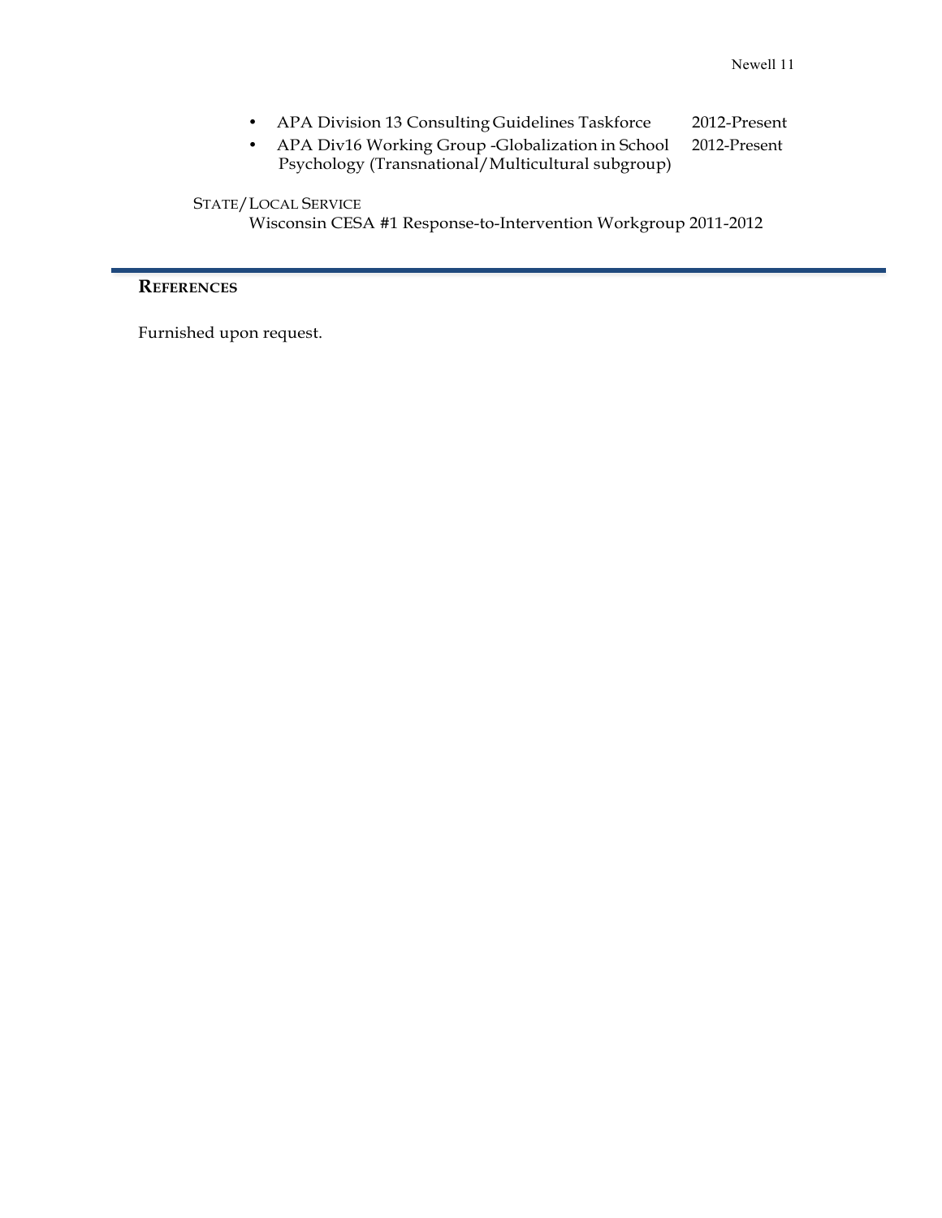- APA Division 13 Consulting Guidelines Taskforce 2012-Present
- APA Div16 Working Group -Globalization in School Psychology (Transnational/Multicultural subgroup) 2012-Present

STATE/LOCAL SERVICE

Wisconsin CESA #1 Response-to-Intervention Workgroup 2011-2012

## REFERENCES

Furnished upon request.